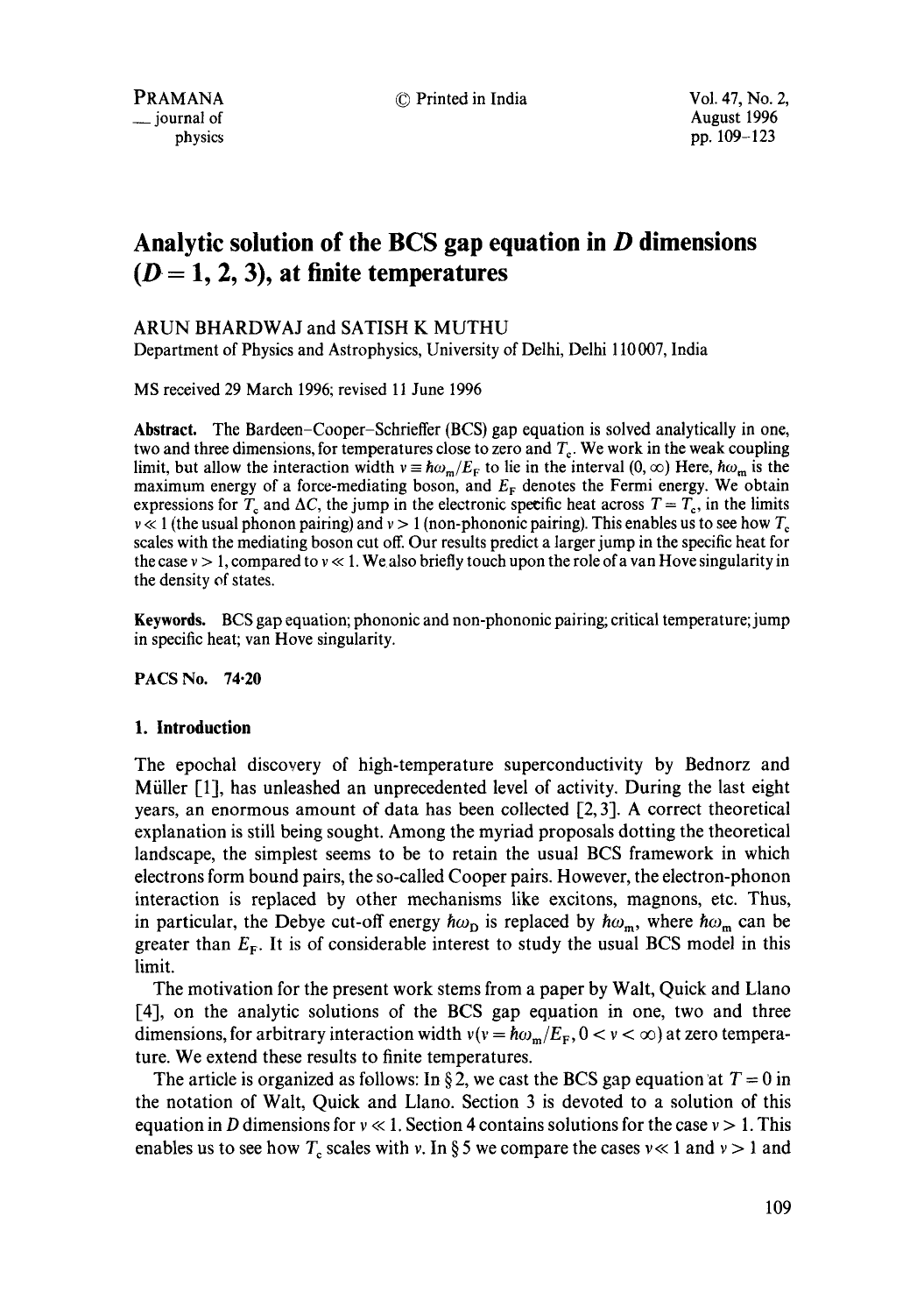# Analytic solution of the BCS gap equation in $D$ dimensions ($D = 1, 2, 3$), at finite temperatures

ARUN BHARDWAJ and SATISH K MUTHU

Department of Physics and Astrophysics, University of Delhi, Delhi 110 007, India

MS received 29 March 1996; revised 11 June 1996

**Abstract.** The Bardeen–Cooper–Schrieffer (BCS) gap equation is solved analytically in one, two and three dimensions, for temperatures close to zero and $T_c$. We work in the weak coupling limit, but allow the interaction width $\nu \equiv \hbar\omega_m/E_F$ to lie in the interval $(0, \infty)$ Here, $\hbar\omega_m$ is the maximum energy of a force-mediating boson, and $E_F$ denotes the Fermi energy. We obtain expressions for $T_c$ and $\Delta C$, the jump in the electronic specific heat across $T = T_c$, in the limits $\nu \ll 1$ (the usual phonon pairing) and $\nu > 1$ (non-phononic pairing). This enables us to see how $T_c$ scales with the mediating boson cut off. Our results predict a larger jump in the specific heat for the case $\nu > 1$, compared to $\nu \ll 1$. We also briefly touch upon the role of a van Hove singularity in the density of states.

**Keywords.** BCS gap equation; phononic and non-phononic pairing; critical temperature; jump in specific heat; van Hove singularity.

**PACS No.** 74·20

## 1. Introduction

The epochal discovery of high-temperature superconductivity by Bednorz and Müller [1], has unleashed an unprecedented level of activity. During the last eight years, an enormous amount of data has been collected [2, 3]. A correct theoretical explanation is still being sought. Among the myriad proposals dotting the theoretical landscape, the simplest seems to be to retain the usual BCS framework in which electrons form bound pairs, the so-called Cooper pairs. However, the electron-phonon interaction is replaced by other mechanisms like excitons, magnons, etc. Thus, in particular, the Debye cut-off energy $\hbar\omega_D$ is replaced by $\hbar\omega_m$, where $\hbar\omega_m$ can be greater than $E_F$. It is of considerable interest to study the usual BCS model in this limit.

The motivation for the present work stems from a paper by Walt, Quick and Llano [4], on the analytic solutions of the BCS gap equation in one, two and three dimensions, for arbitrary interaction width $\nu(\nu = \hbar\omega_m/E_F, 0 < \nu < \infty)$ at zero temperature. We extend these results to finite temperatures.

The article is organized as follows: In § 2, we cast the BCS gap equation at $T = 0$ in the notation of Walt, Quick and Llano. Section 3 is devoted to a solution of this equation in $D$ dimensions for $\nu \ll 1$. Section 4 contains solutions for the case $\nu > 1$. This enables us to see how $T_c$ scales with $\nu$. In § 5 we compare the cases $\nu \ll 1$ and $\nu > 1$ and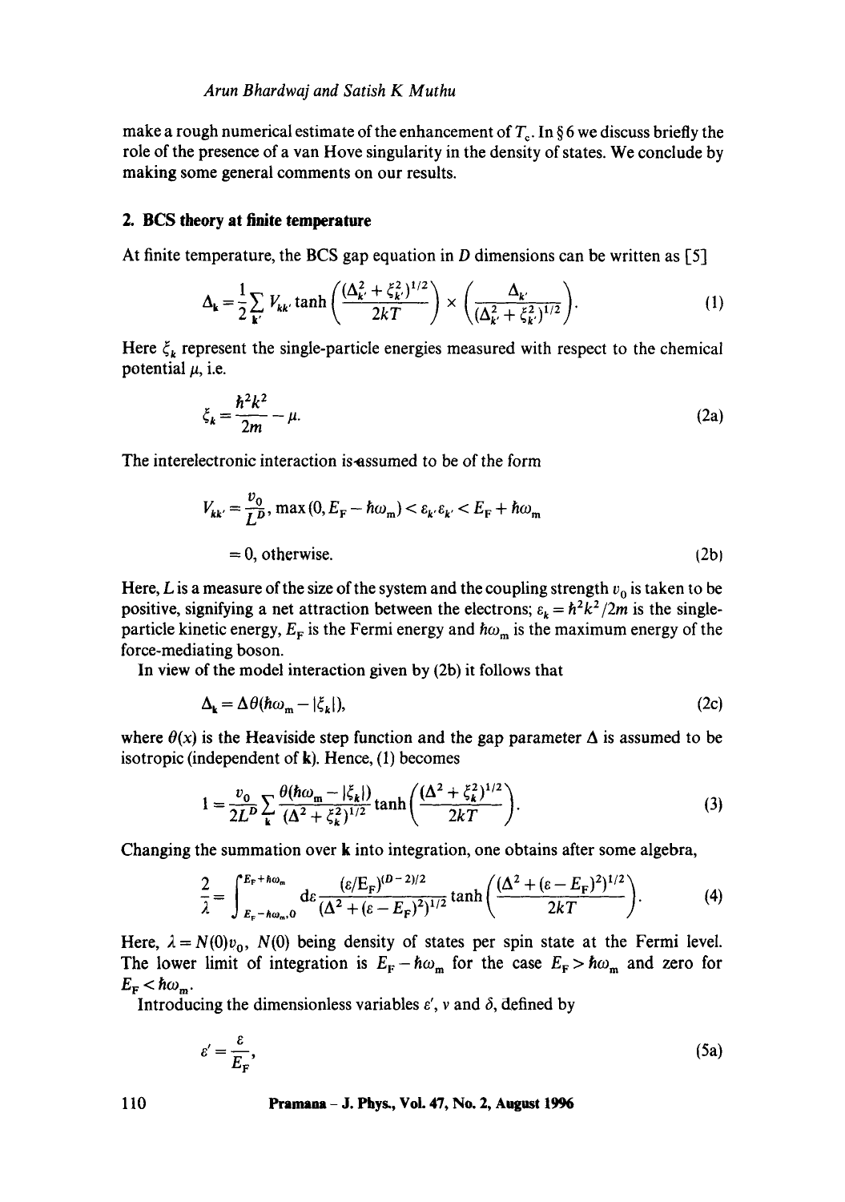make a rough numerical estimate of the enhancement of $T_c$. In § 6 we discuss briefly the role of the presence of a van Hove singularity in the density of states. We conclude by making some general comments on our results.

## 2. BCS theory at finite temperature

At finite temperature, the BCS gap equation in $D$ dimensions can be written as [5]

$$\Delta_{\mathbf{k}} = \frac{1}{2}\sum_{\mathbf{k}'} V_{kk'} \tanh\left(\frac{(\Delta_{k'}^2 + \xi_{k'}^2)^{1/2}}{2kT}\right) \times \left(\frac{\Delta_{k'}}{(\Delta_{k'}^2 + \xi_{k'}^2)^{1/2}}\right). \tag{1}$$

Here $\xi_k$ represent the single-particle energies measured with respect to the chemical potential $\mu$, i.e.

$$\xi_k = \frac{\hbar^2 k^2}{2m} - \mu. \tag{2a}$$

The interelectronic interaction is assumed to be of the form

$$V_{kk'} = \frac{v_0}{L^D}, \ \max(0, E_{\mathrm{F}} - \hbar\omega_{\mathrm{m}}) < \varepsilon_{k'}\varepsilon_{k'} < E_{\mathrm{F}} + \hbar\omega_{\mathrm{m}}$$

$$= 0, \text{ otherwise.} \tag{2b}$$

Here, $L$ is a measure of the size of the system and the coupling strength $v_0$ is taken to be positive, signifying a net attraction between the electrons; $\varepsilon_k = \hbar^2 k^2/2m$ is the single-particle kinetic energy, $E_{\mathrm{F}}$ is the Fermi energy and $\hbar\omega_{\mathrm{m}}$ is the maximum energy of the force-mediating boson.

In view of the model interaction given by (2b) it follows that

$$\Delta_{\mathbf{k}} = \Delta\theta(\hbar\omega_{\mathrm{m}} - |\xi_k|), \tag{2c}$$

where $\theta(x)$ is the Heaviside step function and the gap parameter $\Delta$ is assumed to be isotropic (independent of $\mathbf{k}$). Hence, (1) becomes

$$1 = \frac{v_0}{2L^D}\sum_{\mathbf{k}} \frac{\theta(\hbar\omega_{\mathrm{m}} - |\xi_k|)}{(\Delta^2 + \xi_k^2)^{1/2}} \tanh\left(\frac{(\Delta^2 + \xi_k^2)^{1/2}}{2kT}\right). \tag{3}$$

Changing the summation over $\mathbf{k}$ into integration, one obtains after some algebra,

$$\frac{2}{\lambda} = \int_{E_{\mathrm{F}} - \hbar\omega_{\mathrm{m}}, 0}^{E_{\mathrm{F}} + \hbar\omega_{\mathrm{m}}} \mathrm{d}\varepsilon \frac{(\varepsilon/E_{\mathrm{F}})^{(D-2)/2}}{(\Delta^2 + (\varepsilon - E_{\mathrm{F}})^2)^{1/2}} \tanh\left(\frac{(\Delta^2 + (\varepsilon - E_{\mathrm{F}})^2)^{1/2}}{2kT}\right). \tag{4}$$

Here, $\lambda = N(0)v_0$, $N(0)$ being density of states per spin state at the Fermi level. The lower limit of integration is $E_{\mathrm{F}} - \hbar\omega_{\mathrm{m}}$ for the case $E_{\mathrm{F}} > \hbar\omega_{\mathrm{m}}$ and zero for $E_{\mathrm{F}} < \hbar\omega_{\mathrm{m}}$.

Introducing the dimensionless variables $\varepsilon'$, $v$ and $\delta$, defined by

$$\varepsilon' = \frac{\varepsilon}{E_{\mathrm{F}}}, \tag{5a}$$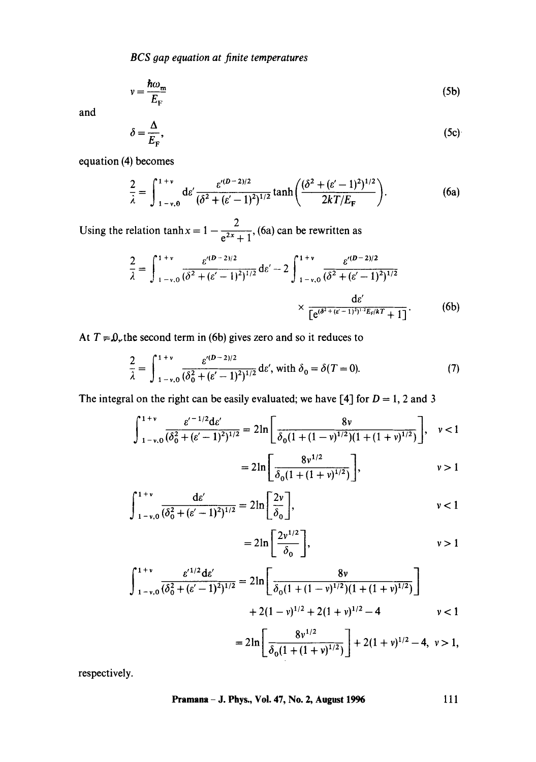$$\nu = \frac{\hbar\omega_{\rm m}}{E_{\rm F}} \tag{5b}$$

and

$$\delta = \frac{\Delta}{E_{\rm F}}, \tag{5c}$$

equation (4) becomes

$$\frac{2}{\lambda} = \int_{1-\nu,0}^{1+\nu} {\rm d}\varepsilon' \frac{\varepsilon'^{(D-2)/2}}{(\delta^2 + (\varepsilon' - 1)^2)^{1/2}} \tanh\left(\frac{(\delta^2 + (\varepsilon' - 1)^2)^{1/2}}{2kT/E_{\rm F}}\right). \tag{6a}$$

Using the relation $\tanh x = 1 - \frac{2}{e^{2x} + 1}$, (6a) can be rewritten as

$$\frac{2}{\lambda} = \int_{1-\nu,0}^{1+\nu} \frac{\varepsilon'^{(D-2)/2}}{(\delta^2 + (\varepsilon' - 1)^2)^{1/2}} {\rm d}\varepsilon' - 2\int_{1-\nu,0}^{1+\nu} \frac{\varepsilon'^{(D-2)/2}}{(\delta^2 + (\varepsilon' - 1)^2)^{1/2}} \times \frac{{\rm d}\varepsilon'}{[e^{(\delta^2 + (\varepsilon' - 1)^2)^{1/2} E_{\rm F}/kT} + 1]}. \tag{6b}$$

At $T = 0$, the second term in (6b) gives zero and so it reduces to

$$\frac{2}{\lambda} = \int_{1-\nu,0}^{1+\nu} \frac{\varepsilon'^{(D-2)/2}}{(\delta_0^2 + (\varepsilon' - 1)^2)^{1/2}} {\rm d}\varepsilon', \text{ with } \delta_0 = \delta(T = 0). \tag{7}$$

The integral on the right can be easily evaluated; we have [4] for $D = 1$, 2 and 3

$$\int_{1-\nu,0}^{1+\nu} \frac{\varepsilon'^{-1/2}{\rm d}\varepsilon'}{(\delta_0^2 + (\varepsilon' - 1)^2)^{1/2}} = 2\ln\left[\frac{8\nu}{\delta_0(1 + (1-\nu)^{1/2})(1 + (1+\nu)^{1/2})}\right], \quad \nu < 1$$

$$= 2\ln\left[\frac{8\nu^{1/2}}{\delta_0(1 + (1+\nu)^{1/2})}\right], \quad \nu > 1$$

$$\int_{1-\nu,0}^{1+\nu} \frac{{\rm d}\varepsilon'}{(\delta_0^2 + (\varepsilon' - 1)^2)^{1/2}} = 2\ln\left[\frac{2\nu}{\delta_0}\right], \quad \nu < 1$$

$$= 2\ln\left[\frac{2\nu^{1/2}}{\delta_0}\right], \quad \nu > 1$$

$$\int_{1-\nu,0}^{1+\nu} \frac{\varepsilon'^{1/2}{\rm d}\varepsilon'}{(\delta_0^2 + (\varepsilon' - 1)^2)^{1/2}} = 2\ln\left[\frac{8\nu}{\delta_0(1 + (1-\nu)^{1/2})(1 + (1+\nu)^{1/2})}\right] + 2(1-\nu)^{1/2} + 2(1+\nu)^{1/2} - 4 \quad \nu < 1$$

$$= 2\ln\left[\frac{8\nu^{1/2}}{\delta_0(1 + (1+\nu)^{1/2})}\right] + 2(1+\nu)^{1/2} - 4, \quad \nu > 1,$$

respectively.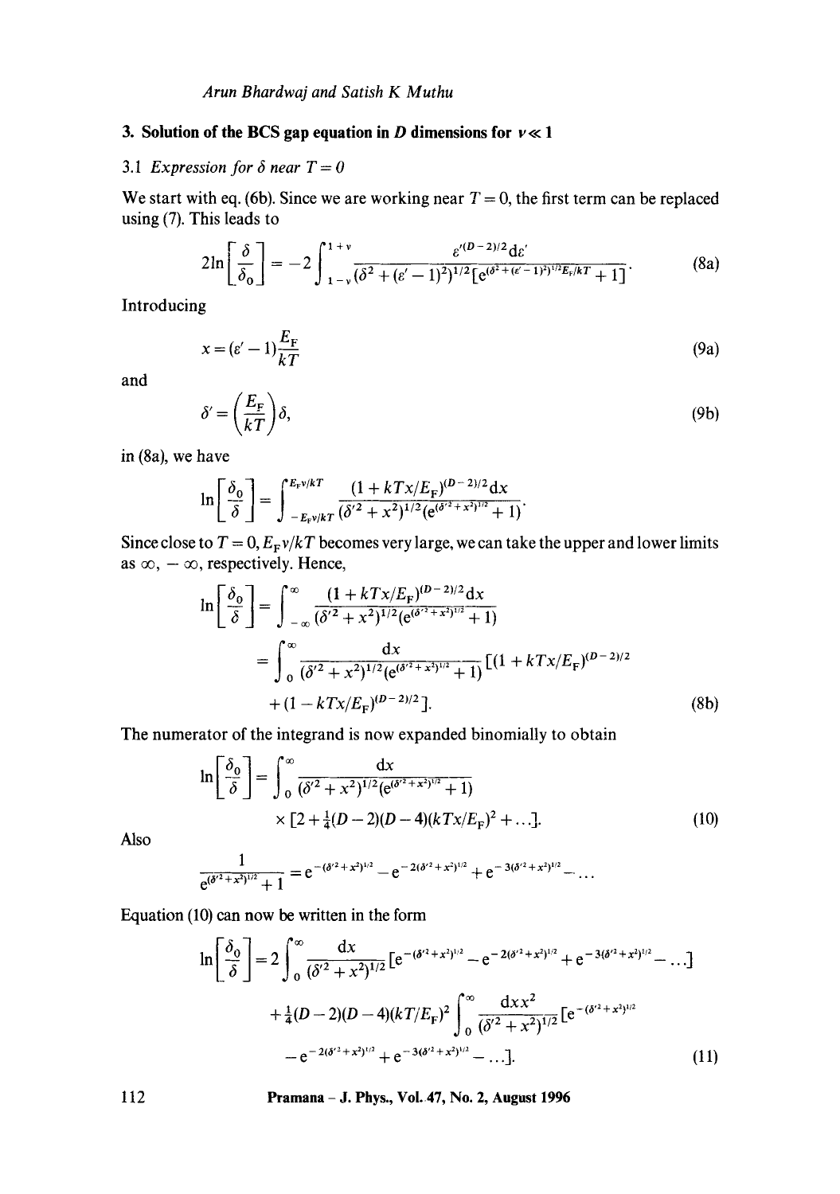## 3. Solution of the BCS gap equation in $D$ dimensions for $\nu \ll 1$

### 3.1 *Expression for $\delta$ near $T = 0$*

We start with eq. (6b). Since we are working near $T = 0$, the first term can be replaced using (7). This leads to

$$2\ln\left[\frac{\delta}{\delta_0}\right] = -2\int_{1-\nu}^{1+\nu} \frac{\varepsilon'^{(D-2)/2}\mathrm{d}\varepsilon'}{(\delta^2 + (\varepsilon' - 1)^2)^{1/2}[\mathrm{e}^{(\delta^2 + (\varepsilon' - 1)^2)^{1/2}E_F/kT} + 1]}. \tag{8a}$$

Introducing

$$x = (\varepsilon' - 1)\frac{E_F}{kT} \tag{9a}$$

and

$$\delta' = \left(\frac{E_F}{kT}\right)\delta, \tag{9b}$$

in (8a), we have

$$\ln\left[\frac{\delta_0}{\delta}\right] = \int_{-E_F\nu/kT}^{E_F\nu/kT} \frac{(1 + kTx/E_F)^{(D-2)/2}\mathrm{d}x}{(\delta'^2 + x^2)^{1/2}(\mathrm{e}^{(\delta'^2 + x^2)^{1/2}} + 1)}.$$

Since close to $T = 0$, $E_F\nu/kT$ becomes very large, we can take the upper and lower limits as $\infty$, $-\infty$, respectively. Hence,

$$\begin{aligned}
\ln\left[\frac{\delta_0}{\delta}\right] &= \int_{-\infty}^{\infty} \frac{(1 + kTx/E_F)^{(D-2)/2}\mathrm{d}x}{(\delta'^2 + x^2)^{1/2}(\mathrm{e}^{(\delta'^2 + x^2)^{1/2}} + 1)} \\
&= \int_0^{\infty} \frac{\mathrm{d}x}{(\delta'^2 + x^2)^{1/2}(\mathrm{e}^{(\delta'^2 + x^2)^{1/2}} + 1)}[(1 + kTx/E_F)^{(D-2)/2} \\
&\quad + (1 - kTx/E_F)^{(D-2)/2}].
\end{aligned} \tag{8b}$$

The numerator of the integrand is now expanded binomially to obtain

$$\ln\left[\frac{\delta_0}{\delta}\right] = \int_0^{\infty} \frac{\mathrm{d}x}{(\delta'^2 + x^2)^{1/2}(\mathrm{e}^{(\delta'^2 + x^2)^{1/2}} + 1)} \times [2 + \tfrac{1}{4}(D-2)(D-4)(kTx/E_F)^2 + \ldots]. \tag{10}$$

Also

$$\frac{1}{\mathrm{e}^{(\delta'^2 + x^2)^{1/2}} + 1} = \mathrm{e}^{-(\delta'^2 + x^2)^{1/2}} - \mathrm{e}^{-2(\delta'^2 + x^2)^{1/2}} + \mathrm{e}^{-3(\delta'^2 + x^2)^{1/2}} - \ldots$$

Equation (10) can now be written in the form

$$\begin{aligned}
\ln\left[\frac{\delta_0}{\delta}\right] &= 2\int_0^{\infty} \frac{\mathrm{d}x}{(\delta'^2 + x^2)^{1/2}}[\mathrm{e}^{-(\delta'^2 + x^2)^{1/2}} - \mathrm{e}^{-2(\delta'^2 + x^2)^{1/2}} + \mathrm{e}^{-3(\delta'^2 + x^2)^{1/2}} - \ldots] \\
&\quad + \tfrac{1}{4}(D-2)(D-4)(kT/E_F)^2 \int_0^{\infty} \frac{\mathrm{d}x\, x^2}{(\delta'^2 + x^2)^{1/2}}[\mathrm{e}^{-(\delta'^2 + x^2)^{1/2}} \\
&\quad - \mathrm{e}^{-2(\delta'^2 + x^2)^{1/2}} + \mathrm{e}^{-3(\delta'^2 + x^2)^{1/2}} - \ldots].
\end{aligned} \tag{11}$$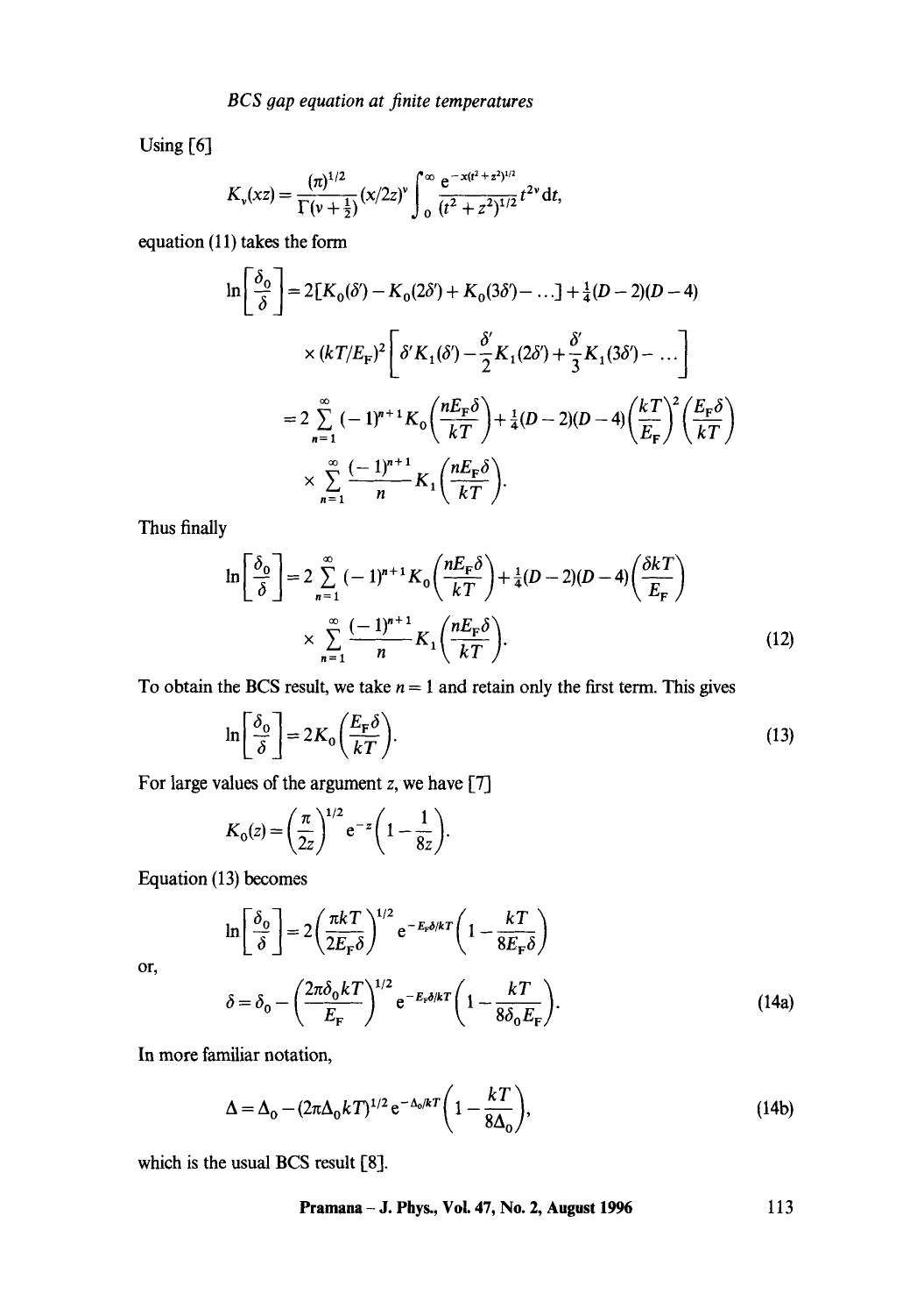Using [6]

$$K_\nu(xz) = \frac{(\pi)^{1/2}}{\Gamma(\nu + \frac{1}{2})}(x/2z)^\nu \int_0^\infty \frac{e^{-x(t^2+z^2)^{1/2}}}{(t^2+z^2)^{1/2}} t^{2\nu}\, dt,$$

equation (11) takes the form

$$\begin{aligned}
\ln\left[\frac{\delta_0}{\delta}\right] &= 2[K_0(\delta') - K_0(2\delta') + K_0(3\delta') - \ldots] + \tfrac{1}{4}(D-2)(D-4) \\
&\quad \times (kT/E_F)^2 \left[\delta' K_1(\delta') - \frac{\delta'}{2} K_1(2\delta') + \frac{\delta'}{3} K_1(3\delta') - \ldots\right] \\
&= 2\sum_{n=1}^{\infty} (-1)^{n+1} K_0\left(\frac{nE_F\delta}{kT}\right) + \tfrac{1}{4}(D-2)(D-4)\left(\frac{kT}{E_F}\right)^2 \left(\frac{E_F\delta}{kT}\right) \\
&\quad \times \sum_{n=1}^{\infty} \frac{(-1)^{n+1}}{n} K_1\left(\frac{nE_F\delta}{kT}\right).
\end{aligned}$$

Thus finally

$$\begin{aligned}
\ln\left[\frac{\delta_0}{\delta}\right] &= 2\sum_{n=1}^{\infty} (-1)^{n+1} K_0\left(\frac{nE_F\delta}{kT}\right) + \tfrac{1}{4}(D-2)(D-4)\left(\frac{\delta kT}{E_F}\right) \\
&\quad \times \sum_{n=1}^{\infty} \frac{(-1)^{n+1}}{n} K_1\left(\frac{nE_F\delta}{kT}\right).
\end{aligned} \tag{12}$$

To obtain the BCS result, we take $n = 1$ and retain only the first term. This gives

$$\ln\left[\frac{\delta_0}{\delta}\right] = 2K_0\left(\frac{E_F\delta}{kT}\right). \tag{13}$$

For large values of the argument $z$, we have [7]

$$K_0(z) = \left(\frac{\pi}{2z}\right)^{1/2} e^{-z}\left(1 - \frac{1}{8z}\right).$$

Equation (13) becomes

$$\ln\left[\frac{\delta_0}{\delta}\right] = 2\left(\frac{\pi kT}{2E_F\delta}\right)^{1/2} e^{-E_F\delta/kT}\left(1 - \frac{kT}{8E_F\delta}\right)$$

or,

$$\delta = \delta_0 - \left(\frac{2\pi\delta_0 kT}{E_F}\right)^{1/2} e^{-E_F\delta/kT}\left(1 - \frac{kT}{8\delta_0 E_F}\right). \tag{14a}$$

In more familiar notation,

$$\Delta = \Delta_0 - (2\pi\Delta_0 kT)^{1/2} e^{-\Delta_0/kT}\left(1 - \frac{kT}{8\Delta_0}\right), \tag{14b}$$

which is the usual BCS result [8].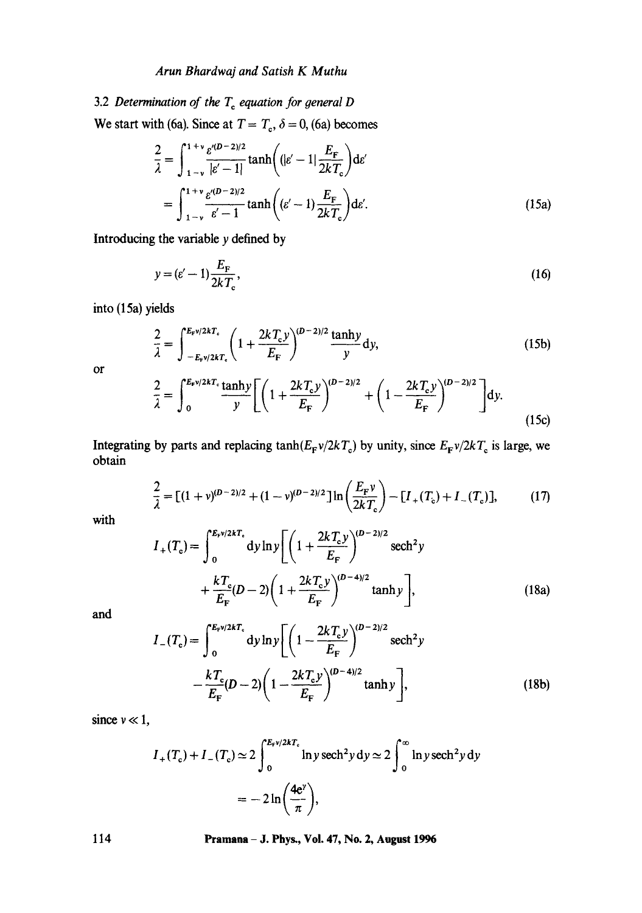### 3.2 *Determination of the $T_c$ equation for general D*

We start with (6a). Since at $T = T_c$, $\delta = 0$, (6a) becomes

$$\frac{2}{\lambda} = \int_{1-\nu}^{1+\nu} \frac{\varepsilon'^{(D-2)/2}}{|\varepsilon' - 1|} \tanh\left( (|\varepsilon' - 1| \frac{E_F}{2kT_c} \right) d\varepsilon'$$

$$= \int_{1-\nu}^{1+\nu} \frac{\varepsilon'^{(D-2)/2}}{\varepsilon' - 1} \tanh\left( (\varepsilon' - 1) \frac{E_F}{2kT_c} \right) d\varepsilon'. \tag{15a}$$

Introducing the variable $y$ defined by

$$y = (\varepsilon' - 1)\frac{E_F}{2kT_c}, \tag{16}$$

into (15a) yields

$$\frac{2}{\lambda} = \int_{-E_F\nu/2kT_c}^{E_F\nu/2kT_c} \left( 1 + \frac{2kT_c y}{E_F} \right)^{(D-2)/2} \frac{\tanh y}{y} dy, \tag{15b}$$

or

$$\frac{2}{\lambda} = \int_0^{E_F\nu/2kT_c} \frac{\tanh y}{y} \left[ \left( 1 + \frac{2kT_c y}{E_F} \right)^{(D-2)/2} + \left( 1 - \frac{2kT_c y}{E_F} \right)^{(D-2)/2} \right] dy. \tag{15c}$$

Integrating by parts and replacing $\tanh(E_F\nu/2kT_c)$ by unity, since $E_F\nu/2kT_c$ is large, we obtain

$$\frac{2}{\lambda} = [(1+\nu)^{(D-2)/2} + (1-\nu)^{(D-2)/2}] \ln\left( \frac{E_F \nu}{2kT_c} \right) - [I_+(T_c) + I_-(T_c)], \tag{17}$$

with

$$I_+(T_c) = \int_0^{E_F\nu/2kT_c} dy \ln y \left[ \left( 1 + \frac{2kT_c y}{E_F} \right)^{(D-2)/2} \operatorname{sech}^2 y + \frac{kT_c}{E_F}(D-2)\left( 1 + \frac{2kT_c y}{E_F} \right)^{(D-4)/2} \tanh y \right], \tag{18a}$$

and

$$I_-(T_c) = \int_0^{E_F\nu/2kT_c} dy \ln y \left[ \left( 1 - \frac{2kT_c y}{E_F} \right)^{(D-2)/2} \operatorname{sech}^2 y - \frac{kT_c}{E_F}(D-2)\left( 1 - \frac{2kT_c y}{E_F} \right)^{(D-4)/2} \tanh y \right], \tag{18b}$$

since $\nu \ll 1$,

$$I_+(T_c) + I_-(T_c) \simeq 2 \int_0^{E_F\nu/2kT_c} \ln y \operatorname{sech}^2 y \, dy \simeq 2 \int_0^{\infty} \ln y \operatorname{sech}^2 y \, dy$$

$$= -2 \ln\left( \frac{4e^{\gamma}}{\pi} \right),$$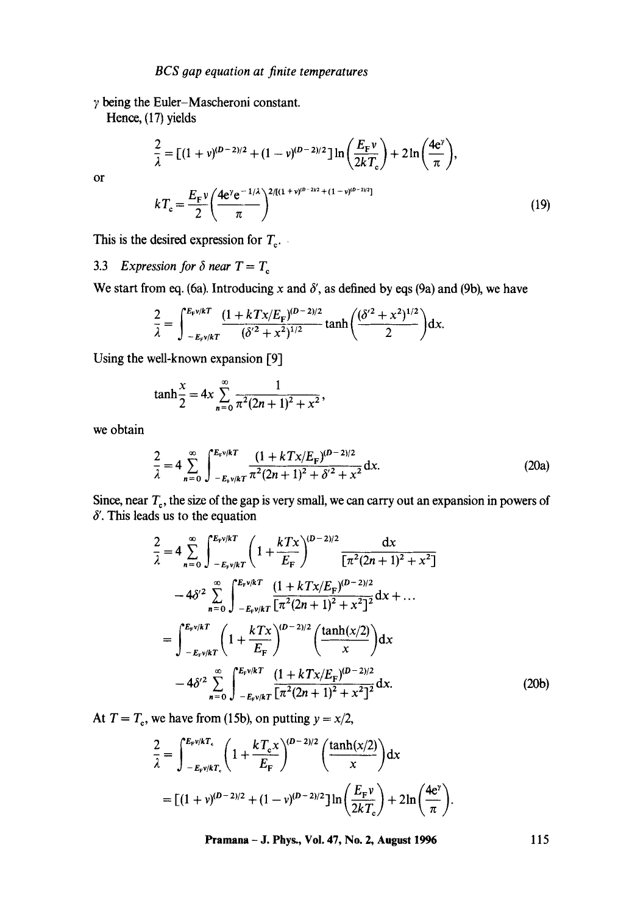$\gamma$ being the Euler–Mascheroni constant.

Hence, (17) yields

$$\frac{2}{\lambda} = [(1+\nu)^{(D-2)/2} + (1-\nu)^{(D-2)/2}]\ln\left(\frac{E_F \nu}{2kT_c}\right) + 2\ln\left(\frac{4e^\gamma}{\pi}\right),$$

or

$$kT_c = \frac{E_F \nu}{2}\left(\frac{4e^\gamma e^{-1/\lambda}}{\pi}\right)^{2/[(1+\nu)^{(D-2)/2} + (1-\nu)^{(D-2)/2}]} \tag{19}$$

This is the desired expression for $T_c$.

### 3.3 *Expression for $\delta$ near $T = T_c$*

We start from eq. (6a). Introducing $x$ and $\delta'$, as defined by eqs (9a) and (9b), we have

$$\frac{2}{\lambda} = \int_{-E_F\nu/kT}^{E_F\nu/kT} \frac{(1+kTx/E_F)^{(D-2)/2}}{(\delta'^2 + x^2)^{1/2}} \tanh\left(\frac{(\delta'^2 + x^2)^{1/2}}{2}\right)\mathrm{d}x.$$

Using the well-known expansion [9]

$$\tanh\frac{x}{2} = 4x\sum_{n=0}^{\infty}\frac{1}{\pi^2(2n+1)^2 + x^2},$$

we obtain

$$\frac{2}{\lambda} = 4\sum_{n=0}^{\infty}\int_{-E_F\nu/kT}^{E_F\nu/kT}\frac{(1+kTx/E_F)^{(D-2)/2}}{\pi^2(2n+1)^2 + \delta'^2 + x^2}\mathrm{d}x. \tag{20a}$$

Since, near $T_c$, the size of the gap is very small, we can carry out an expansion in powers of $\delta'$. This leads us to the equation

$$\begin{aligned}
\frac{2}{\lambda} &= 4\sum_{n=0}^{\infty}\int_{-E_F\nu/kT}^{E_F\nu/kT}\left(1+\frac{kTx}{E_F}\right)^{(D-2)/2}\frac{\mathrm{d}x}{[\pi^2(2n+1)^2 + x^2]} \\
&\quad - 4\delta'^2\sum_{n=0}^{\infty}\int_{-E_F\nu/kT}^{E_F\nu/kT}\frac{(1+kTx/E_F)^{(D-2)/2}}{[\pi^2(2n+1)^2 + x^2]^2}\mathrm{d}x + \ldots \\
&= \int_{-E_F\nu/kT}^{E_F\nu/kT}\left(1+\frac{kTx}{E_F}\right)^{(D-2)/2}\left(\frac{\tanh(x/2)}{x}\right)\mathrm{d}x \\
&\quad - 4\delta'^2\sum_{n=0}^{\infty}\int_{-E_F\nu/kT}^{E_F\nu/kT}\frac{(1+kTx/E_F)^{(D-2)/2}}{[\pi^2(2n+1)^2 + x^2]^2}\mathrm{d}x.
\end{aligned} \tag{20b}$$

At $T = T_c$, we have from (15b), on putting $y = x/2$,

$$\begin{aligned}
\frac{2}{\lambda} &= \int_{-E_F\nu/kT_c}^{E_F\nu/kT_c}\left(1+\frac{kT_c x}{E_F}\right)^{(D-2)/2}\left(\frac{\tanh(x/2)}{x}\right)\mathrm{d}x \\
&= [(1+\nu)^{(D-2)/2} + (1-\nu)^{(D-2)/2}]\ln\left(\frac{E_F\nu}{2kT_c}\right) + 2\ln\left(\frac{4e^\gamma}{\pi}\right).
\end{aligned}$$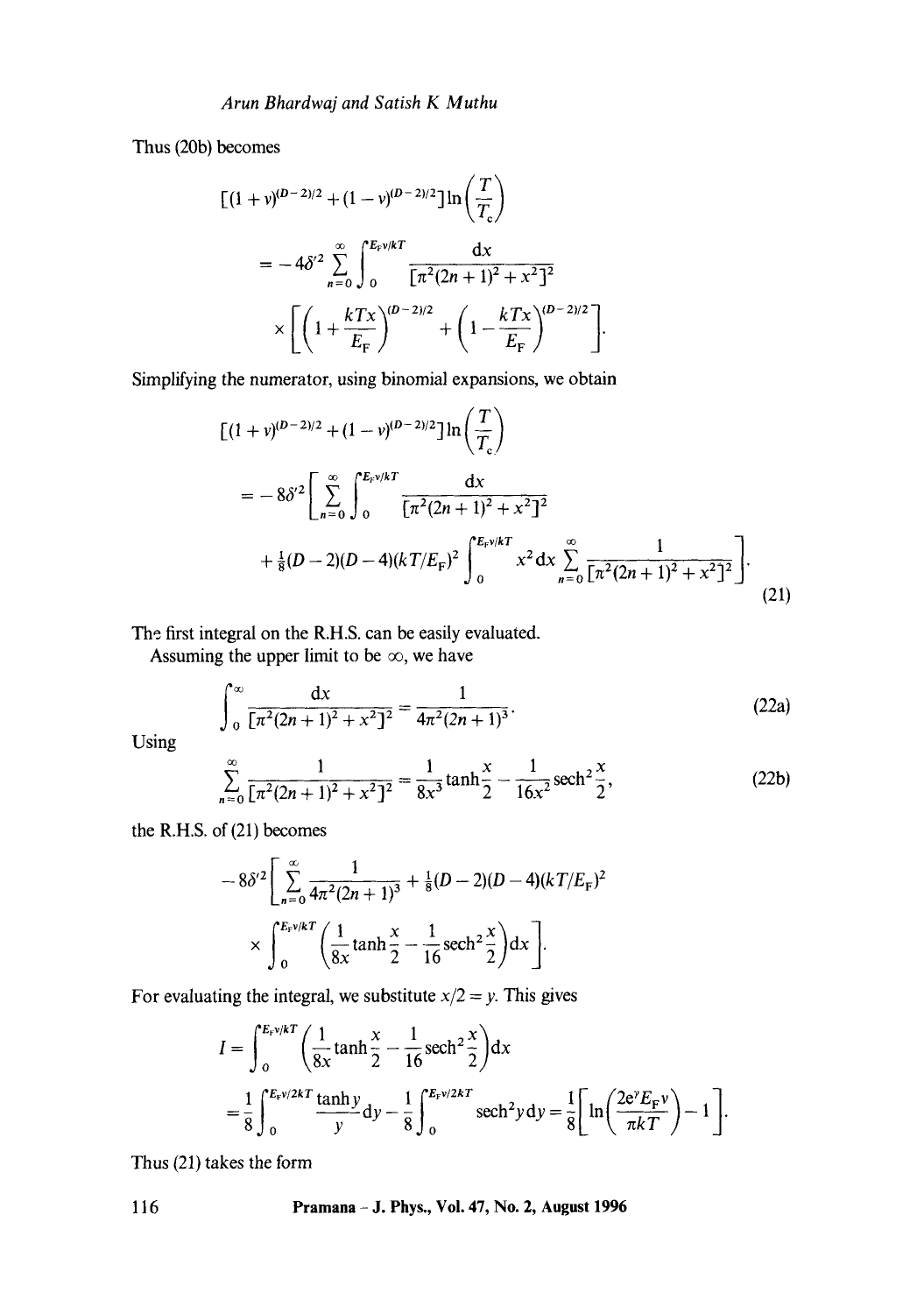Thus (20b) becomes

$$[(1+\nu)^{(D-2)/2}+(1-\nu)^{(D-2)/2}]\ln\left(\frac{T}{T_c}\right)$$

$$= -4\delta'^2\sum_{n=0}^{\infty}\int_0^{E_F\nu/kT}\frac{\mathrm{d}x}{[\pi^2(2n+1)^2+x^2]^2}$$

$$\times\left[\left(1+\frac{kTx}{E_F}\right)^{(D-2)/2}+\left(1-\frac{kTx}{E_F}\right)^{(D-2)/2}\right].$$

Simplifying the numerator, using binomial expansions, we obtain

$$[(1+\nu)^{(D-2)/2}+(1-\nu)^{(D-2)/2}]\ln\left(\frac{T}{T_c}\right)$$

$$= -8\delta'^2\left[\sum_{n=0}^{\infty}\int_0^{E_F\nu/kT}\frac{\mathrm{d}x}{[\pi^2(2n+1)^2+x^2]^2}\right.$$

$$\left.+\tfrac{1}{8}(D-2)(D-4)(kT/E_F)^2\int_0^{E_F\nu/kT}x^2\mathrm{d}x\sum_{n=0}^{\infty}\frac{1}{[\pi^2(2n+1)^2+x^2]^2}\right]. \tag{21}$$

The first integral on the R.H.S. can be easily evaluated.

Assuming the upper limit to be $\infty$, we have

$$\int_0^{\infty}\frac{\mathrm{d}x}{[\pi^2(2n+1)^2+x^2]^2}=\frac{1}{4\pi^2(2n+1)^3}. \tag{22a}$$

Using

$$\sum_{n=0}^{\infty}\frac{1}{[\pi^2(2n+1)^2+x^2]^2}=\frac{1}{8x^3}\tanh\frac{x}{2}-\frac{1}{16x^2}\mathrm{sech}^2\frac{x}{2}, \tag{22b}$$

the R.H.S. of (21) becomes

$$-8\delta'^2\left[\sum_{n=0}^{\infty}\frac{1}{4\pi^2(2n+1)^3}+\tfrac{1}{8}(D-2)(D-4)(kT/E_F)^2\right.$$

$$\left.\times\int_0^{E_F\nu/kT}\left(\frac{1}{8x}\tanh\frac{x}{2}-\frac{1}{16}\mathrm{sech}^2\frac{x}{2}\right)\mathrm{d}x\right].$$

For evaluating the integral, we substitute $x/2=y$. This gives

$$I=\int_0^{E_F\nu/kT}\left(\frac{1}{8x}\tanh\frac{x}{2}-\frac{1}{16}\mathrm{sech}^2\frac{x}{2}\right)\mathrm{d}x$$

$$=\frac{1}{8}\int_0^{E_F\nu/2kT}\frac{\tanh y}{y}\mathrm{d}y-\frac{1}{8}\int_0^{E_F\nu/2kT}\mathrm{sech}^2 y\,\mathrm{d}y=\frac{1}{8}\left[\ln\left(\frac{2e^{\gamma}E_F\nu}{\pi kT}\right)-1\right].$$

Thus (21) takes the form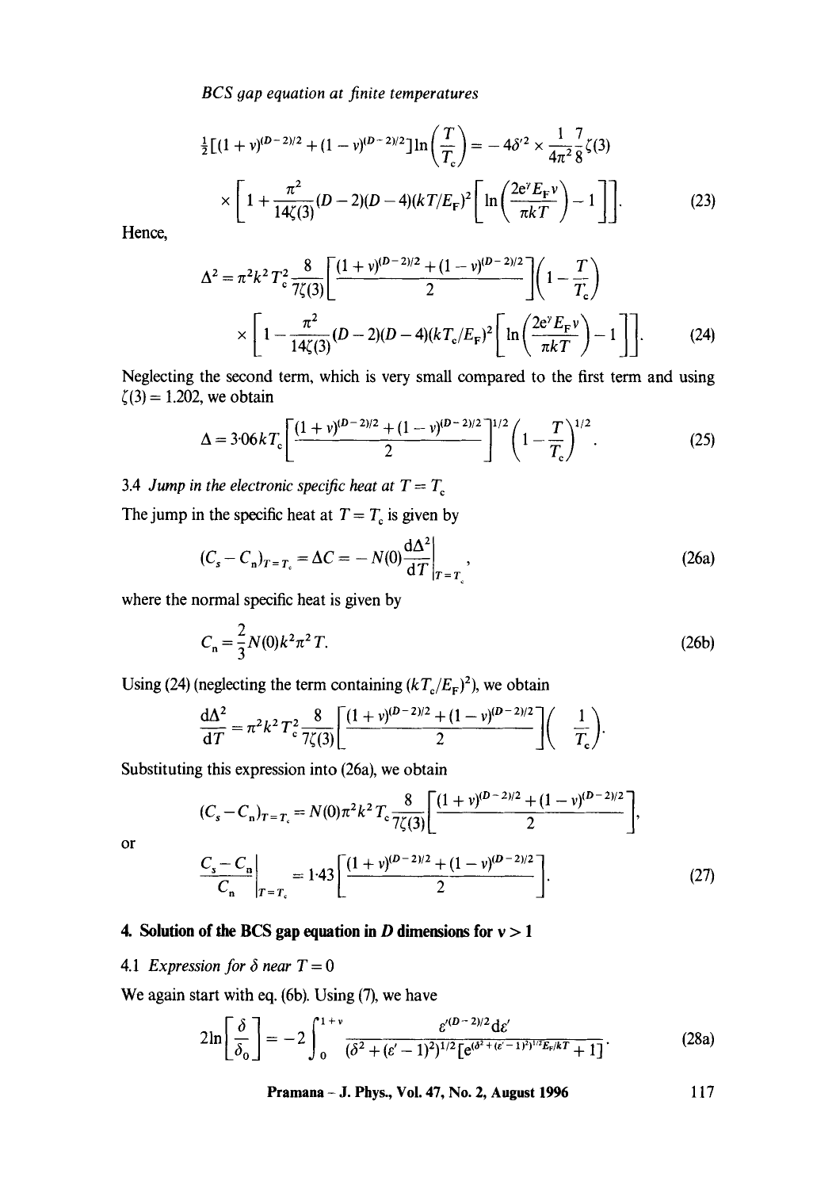$$\tfrac{1}{2}[(1+\nu)^{(D-2)/2}+(1-\nu)^{(D-2)/2}]\ln\left(\frac{T}{T_c}\right) = -4\delta'^2 \times \frac{1}{4\pi^2}\frac{7}{8}\zeta(3)$$

$$\times \left[1+\frac{\pi^2}{14\zeta(3)}(D-2)(D-4)(kT/E_F)^2\left[\ln\left(\frac{2e^{\gamma}E_F\nu}{\pi kT}\right)-1\right]\right]. \tag{23}$$

Hence,

$$\Delta^2 = \pi^2 k^2 T_c^2 \frac{8}{7\zeta(3)}\left[\frac{(1+\nu)^{(D-2)/2}+(1-\nu)^{(D-2)/2}}{2}\right]\left(1-\frac{T}{T_c}\right)$$

$$\times \left[1-\frac{\pi^2}{14\zeta(3)}(D-2)(D-4)(kT_c/E_F)^2\left[\ln\left(\frac{2e^{\gamma}E_F\nu}{\pi kT}\right)-1\right]\right]. \tag{24}$$

Neglecting the second term, which is very small compared to the first term and using $\zeta(3) = 1.202$, we obtain

$$\Delta = 3{\cdot}06kT_c\left[\frac{(1+\nu)^{(D-2)/2}+(1-\nu)^{(D-2)/2}}{2}\right]^{1/2}\left(1-\frac{T}{T_c}\right)^{1/2}. \tag{25}$$

### 3.4 *Jump in the electronic specific heat at $T = T_c$*

The jump in the specific heat at $T = T_c$ is given by

$$(C_s - C_n)_{T=T_c} = \Delta C = -N(0)\left.\frac{d\Delta^2}{dT}\right|_{T=T_c}, \tag{26a}$$

where the normal specific heat is given by

$$C_n = \frac{2}{3}N(0)k^2\pi^2 T. \tag{26b}$$

Using (24) (neglecting the term containing $(kT_c/E_F)^2$), we obtain

$$\frac{d\Delta^2}{dT} = \pi^2 k^2 T_c^2 \frac{8}{7\zeta(3)}\left[\frac{(1+\nu)^{(D-2)/2}+(1-\nu)^{(D-2)/2}}{2}\right]\left(-\frac{1}{T_c}\right).$$

Substituting this expression into (26a), we obtain

$$(C_s - C_n)_{T=T_c} = N(0)\pi^2 k^2 T_c \frac{8}{7\zeta(3)}\left[\frac{(1+\nu)^{(D-2)/2}+(1-\nu)^{(D-2)/2}}{2}\right],$$

or

$$\left.\frac{C_s - C_n}{C_n}\right|_{T=T_c} = 1{\cdot}43\left[\frac{(1+\nu)^{(D-2)/2}+(1-\nu)^{(D-2)/2}}{2}\right]. \tag{27}$$

## 4. Solution of the BCS gap equation in $D$ dimensions for $\nu > 1$

### 4.1 *Expression for $\delta$ near $T = 0$*

We again start with eq. (6b). Using (7), we have

$$2\ln\left[\frac{\delta}{\delta_0}\right] = -2\int_0^{1+\nu}\frac{\varepsilon'^{(D-2)/2}d\varepsilon'}{(\delta^2+(\varepsilon'-1)^2)^{1/2}[e^{(\delta^2+(\varepsilon'-1)^2)^{1/2}E_F/kT}+1]}. \tag{28a}$$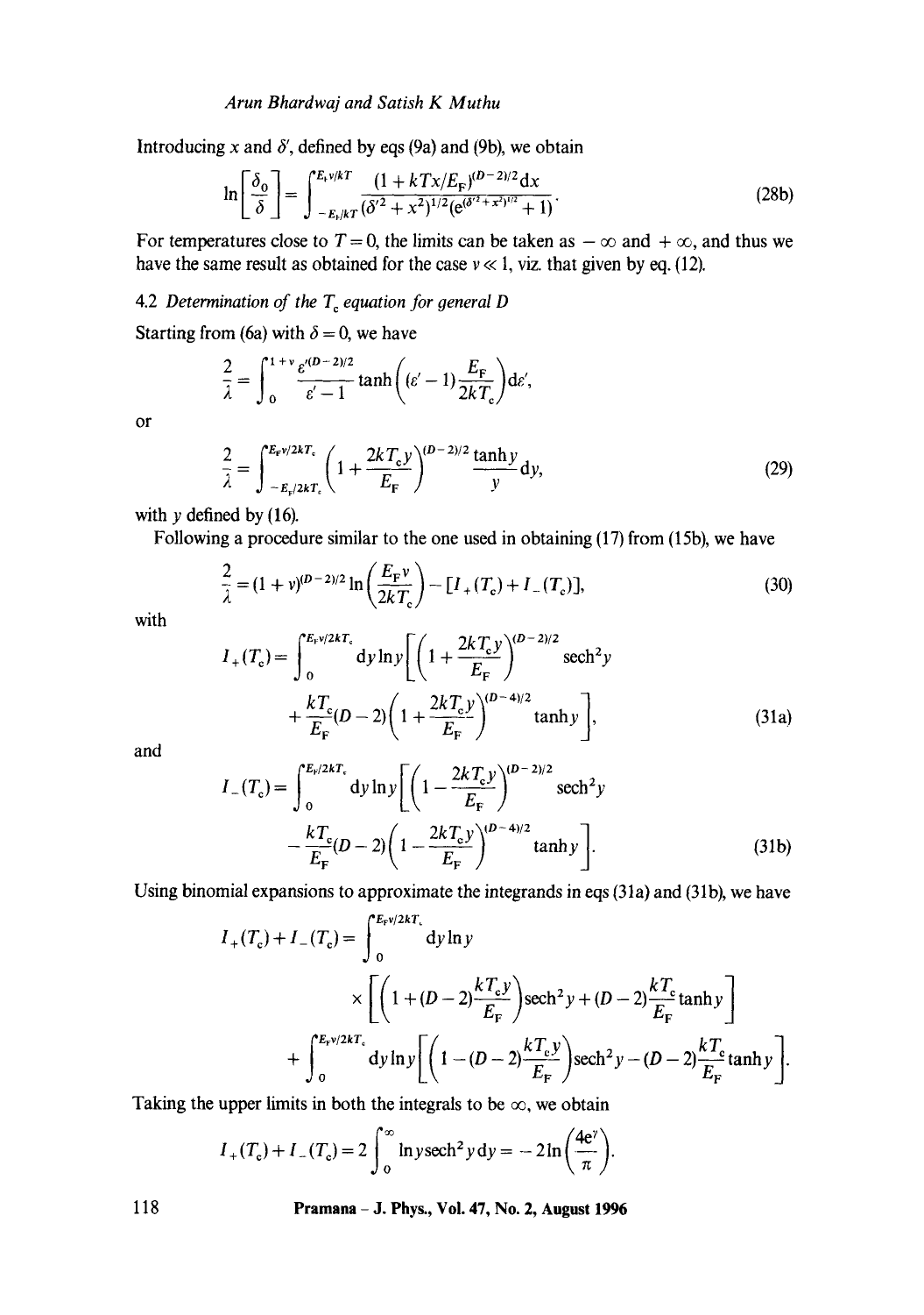Introducing $x$ and $\delta'$, defined by eqs (9a) and (9b), we obtain

$$\ln\left[\frac{\delta_0}{\delta}\right] = \int_{-E_{\mathrm{F}}/kT}^{E_{\mathrm{F}}v/kT} \frac{(1 + kTx/E_{\mathrm{F}})^{(D-2)/2}\mathrm{d}x}{(\delta'^2 + x^2)^{1/2}(\mathrm{e}^{(\delta'^2+x^2)^{1/2}} + 1)}. \tag{28b}$$

For temperatures close to $T = 0$, the limits can be taken as $-\infty$ and $+\infty$, and thus we have the same result as obtained for the case $v \ll 1$, viz. that given by eq. (12).

### 4.2 *Determination of the $T_c$ equation for general D*

Starting from (6a) with $\delta = 0$, we have

$$\frac{2}{\lambda} = \int_0^{1+v} \frac{\varepsilon'^{(D-2)/2}}{\varepsilon' - 1} \tanh\left((\varepsilon' - 1)\frac{E_{\mathrm{F}}}{2kT_{\mathrm{c}}}\right)\mathrm{d}\varepsilon',$$

or

$$\frac{2}{\lambda} = \int_{-E_{\mathrm{F}}/2kT_{\mathrm{c}}}^{E_{\mathrm{F}}v/2kT_{\mathrm{c}}} \left(1 + \frac{2kT_{\mathrm{c}}y}{E_{\mathrm{F}}}\right)^{(D-2)/2} \frac{\tanh y}{y}\mathrm{d}y, \tag{29}$$

with $y$ defined by (16).

Following a procedure similar to the one used in obtaining (17) from (15b), we have

$$\frac{2}{\lambda} = (1 + v)^{(D-2)/2} \ln\left(\frac{E_{\mathrm{F}}v}{2kT_{\mathrm{c}}}\right) - [I_+(T_{\mathrm{c}}) + I_-(T_{\mathrm{c}})], \tag{30}$$

with

$$I_+(T_{\mathrm{c}}) = \int_0^{E_{\mathrm{F}}v/2kT_{\mathrm{c}}} \mathrm{d}y \ln y\left[\left(1 + \frac{2kT_{\mathrm{c}}y}{E_{\mathrm{F}}}\right)^{(D-2)/2}\mathrm{sech}^2 y + \frac{kT_{\mathrm{c}}}{E_{\mathrm{F}}}(D-2)\left(1 + \frac{2kT_{\mathrm{c}}y}{E_{\mathrm{F}}}\right)^{(D-4)/2}\tanh y\right], \tag{31a}$$

and

$$I_-(T_{\mathrm{c}}) = \int_0^{E_{\mathrm{F}}/2kT_{\mathrm{c}}} \mathrm{d}y \ln y\left[\left(1 - \frac{2kT_{\mathrm{c}}y}{E_{\mathrm{F}}}\right)^{(D-2)/2}\mathrm{sech}^2 y - \frac{kT_{\mathrm{c}}}{E_{\mathrm{F}}}(D-2)\left(1 - \frac{2kT_{\mathrm{c}}y}{E_{\mathrm{F}}}\right)^{(D-4)/2}\tanh y\right]. \tag{31b}$$

Using binomial expansions to approximate the integrands in eqs (31a) and (31b), we have

$$I_+(T_{\mathrm{c}}) + I_-(T_{\mathrm{c}}) = \int_0^{E_{\mathrm{F}}v/2kT_{\mathrm{c}}} \mathrm{d}y \ln y \times \left[\left(1 + (D-2)\frac{kT_{\mathrm{c}}y}{E_{\mathrm{F}}}\right)\mathrm{sech}^2 y + (D-2)\frac{kT_{\mathrm{c}}}{E_{\mathrm{F}}}\tanh y\right]$$
$$+ \int_0^{E_{\mathrm{F}}v/2kT_{\mathrm{c}}} \mathrm{d}y \ln y\left[\left(1 - (D-2)\frac{kT_{\mathrm{c}}y}{E_{\mathrm{F}}}\right)\mathrm{sech}^2 y - (D-2)\frac{kT_{\mathrm{c}}}{E_{\mathrm{F}}}\tanh y\right].$$

Taking the upper limits in both the integrals to be $\infty$, we obtain

$$I_+(T_{\mathrm{c}}) + I_-(T_{\mathrm{c}}) = 2\int_0^{\infty} \ln y\,\mathrm{sech}^2 y\,\mathrm{d}y = -2\ln\left(\frac{4\mathrm{e}^{\gamma}}{\pi}\right).$$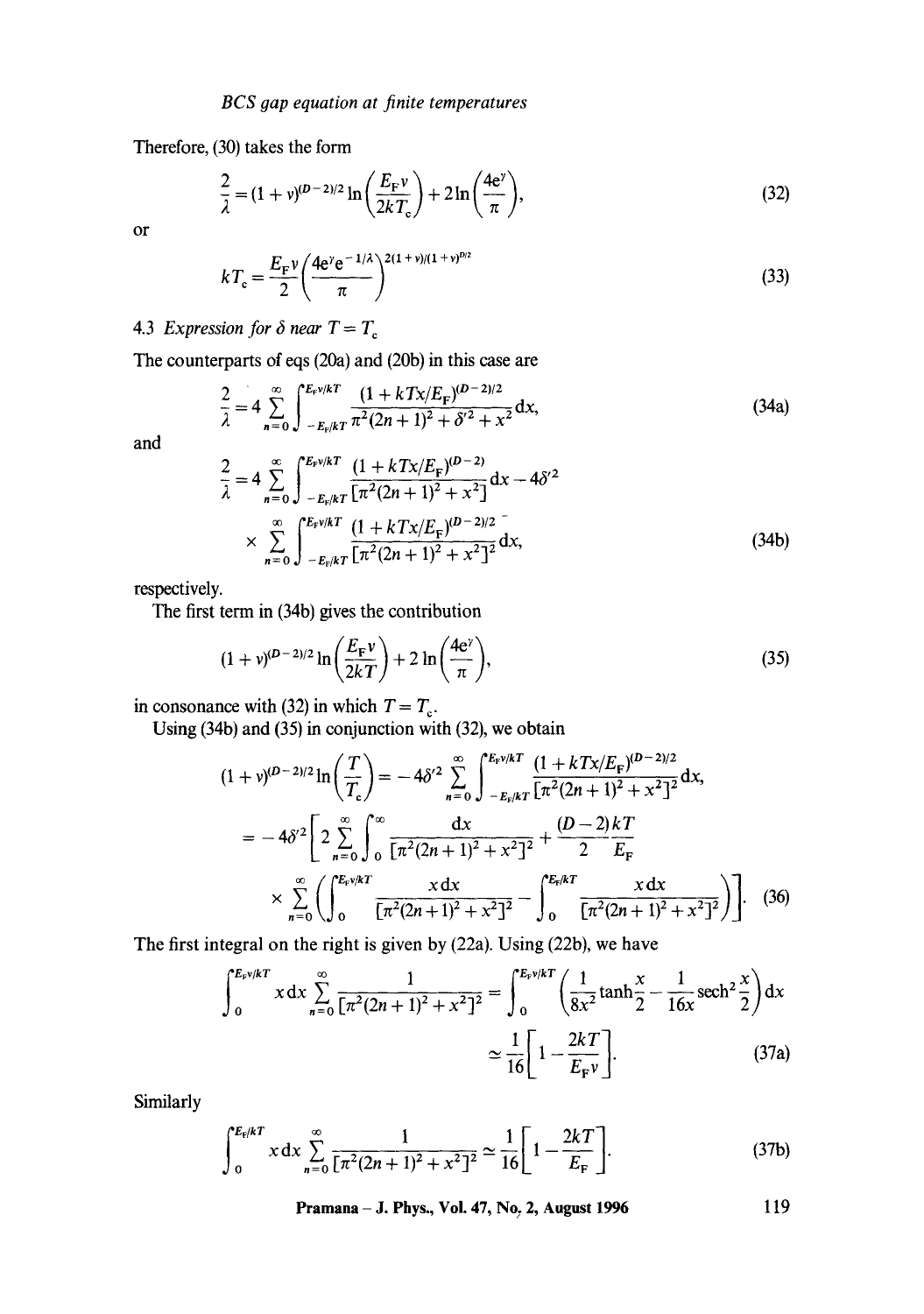Therefore, (30) takes the form

$$\frac{2}{\lambda} = (1+\nu)^{(D-2)/2} \ln\left(\frac{E_F \nu}{2kT_c}\right) + 2\ln\left(\frac{4e^{\gamma}}{\pi}\right), \tag{32}$$

or

$$kT_c = \frac{E_F \nu}{2}\left(\frac{4e^{\gamma} e^{-1/\lambda}}{\pi}\right)^{2(1+\nu)/(1+\nu)^{D/2}} \tag{33}$$

### 4.3 *Expression for $\delta$ near $T = T_c$*

The counterparts of eqs (20a) and (20b) in this case are

$$\frac{2}{\lambda} = 4\sum_{n=0}^{\infty} \int_{-E_F/kT}^{E_F\nu/kT} \frac{(1+kTx/E_F)^{(D-2)/2}}{\pi^2(2n+1)^2 + \delta'^2 + x^2} \mathrm{d}x, \tag{34a}$$

and

$$\frac{2}{\lambda} = 4\sum_{n=0}^{\infty} \int_{-E_F/kT}^{E_F\nu/kT} \frac{(1+kTx/E_F)^{(D-2)}}{[\pi^2(2n+1)^2 + x^2]} \mathrm{d}x - 4\delta'^2 \times \sum_{n=0}^{\infty} \int_{-E_F/kT}^{E_F\nu/kT} \frac{(1+kTx/E_F)^{(D-2)/2}}{[\pi^2(2n+1)^2 + x^2]^2} \mathrm{d}x, \tag{34b}$$

respectively.

The first term in (34b) gives the contribution

$$(1+\nu)^{(D-2)/2} \ln\left(\frac{E_F \nu}{2kT}\right) + 2\ln\left(\frac{4e^{\gamma}}{\pi}\right), \tag{35}$$

in consonance with (32) in which $T = T_c$.

Using (34b) and (35) in conjunction with (32), we obtain

$$\begin{aligned}
(1+\nu)^{(D-2)/2} \ln\left(\frac{T}{T_c}\right) &= -4\delta'^2 \sum_{n=0}^{\infty} \int_{-E_F/kT}^{E_F\nu/kT} \frac{(1+kTx/E_F)^{(D-2)/2}}{[\pi^2(2n+1)^2 + x^2]^2} \mathrm{d}x, \\
&= -4\delta'^2 \Bigg[ 2\sum_{n=0}^{\infty} \int_0^{\infty} \frac{\mathrm{d}x}{[\pi^2(2n+1)^2 + x^2]^2} + \frac{(D-2)}{2}\frac{kT}{E_F} \\
&\quad \times \sum_{n=0}^{\infty} \left( \int_0^{E_F\nu/kT} \frac{x\,\mathrm{d}x}{[\pi^2(2n+1)^2 + x^2]^2} - \int_0^{E_F/kT} \frac{x\,\mathrm{d}x}{[\pi^2(2n+1)^2 + x^2]^2} \right) \Bigg].
\end{aligned} \tag{36}$$

The first integral on the right is given by (22a). Using (22b), we have

$$\int_0^{E_F\nu/kT} x\,\mathrm{d}x \sum_{n=0}^{\infty} \frac{1}{[\pi^2(2n+1)^2 + x^2]^2} = \int_0^{E_F\nu/kT} \left( \frac{1}{8x^2}\tanh\frac{x}{2} - \frac{1}{16x}\mathrm{sech}^2\frac{x}{2} \right) \mathrm{d}x \simeq \frac{1}{16}\left[1 - \frac{2kT}{E_F\nu}\right]. \tag{37a}$$

Similarly

$$\int_0^{E_F/kT} x\,\mathrm{d}x \sum_{n=0}^{\infty} \frac{1}{[\pi^2(2n+1)^2 + x^2]^2} \simeq \frac{1}{16}\left[1 - \frac{2kT}{E_F}\right]. \tag{37b}$$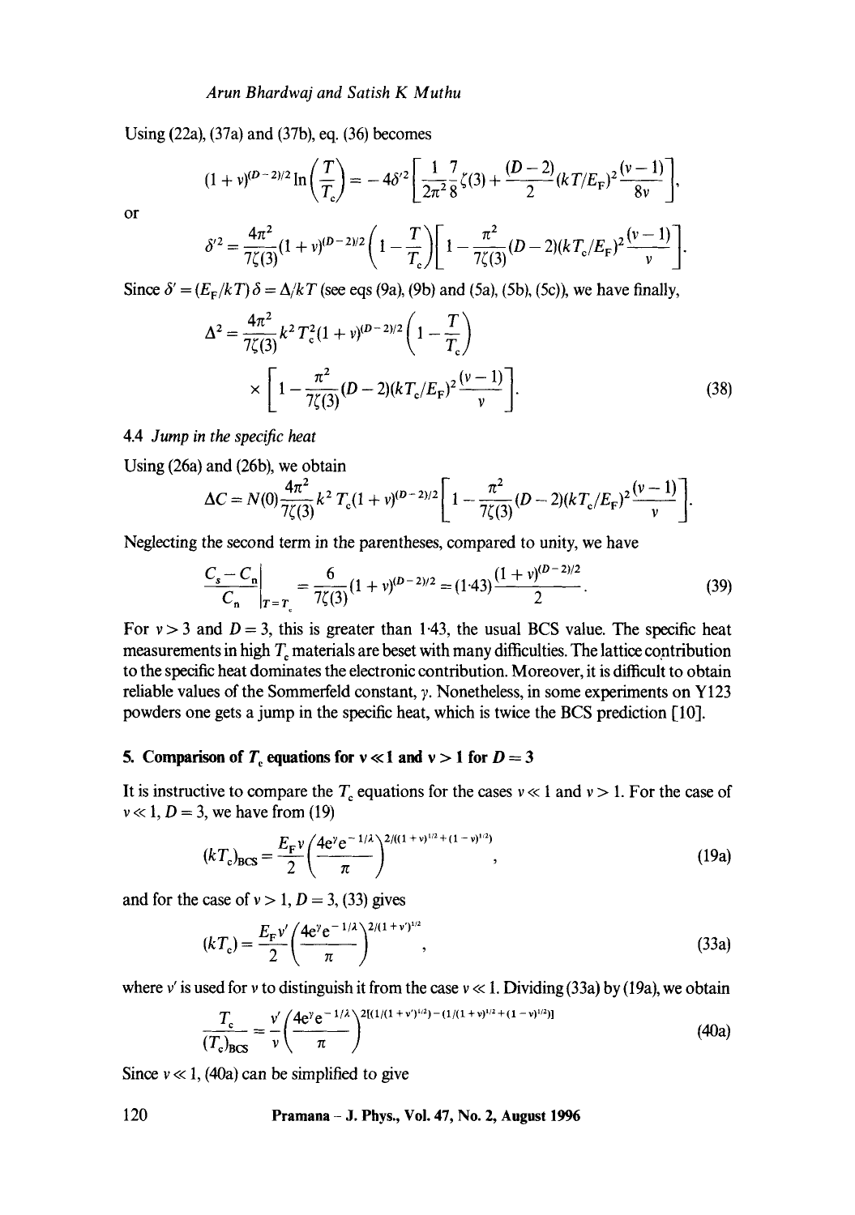Using (22a), (37a) and (37b), eq. (36) becomes

$$(1+\nu)^{(D-2)/2}\ln\left(\frac{T}{T_c}\right) = -4\delta'^2\left[\frac{1}{2\pi^2}\frac{7}{8}\zeta(3) + \frac{(D-2)}{2}(kT/E_F)^2\frac{(\nu-1)}{8\nu}\right],$$

or

$$\delta'^2 = \frac{4\pi^2}{7\zeta(3)}(1+\nu)^{(D-2)/2}\left(1-\frac{T}{T_c}\right)\left[1-\frac{\pi^2}{7\zeta(3)}(D-2)(kT_c/E_F)^2\frac{(\nu-1)}{\nu}\right].$$

Since $\delta' = (E_F/kT)\delta = \Delta/kT$ (see eqs (9a), (9b) and (5a), (5b), (5c)), we have finally,

$$\Delta^2 = \frac{4\pi^2}{7\zeta(3)}k^2T_c^2(1+\nu)^{(D-2)/2}\left(1-\frac{T}{T_c}\right) \times \left[1-\frac{\pi^2}{7\zeta(3)}(D-2)(kT_c/E_F)^2\frac{(\nu-1)}{\nu}\right]. \tag{38}$$

### 4.4 *Jump in the specific heat*

Using (26a) and (26b), we obtain

$$\Delta C = N(0)\frac{4\pi^2}{7\zeta(3)}k^2T_c(1+\nu)^{(D-2)/2}\left[1-\frac{\pi^2}{7\zeta(3)}(D-2)(kT_c/E_F)^2\frac{(\nu-1)}{\nu}\right].$$

Neglecting the second term in the parentheses, compared to unity, we have

$$\left.\frac{C_s-C_n}{C_n}\right|_{T=T_c} = \frac{6}{7\zeta(3)}(1+\nu)^{(D-2)/2} = (1{\cdot}43)\frac{(1+\nu)^{(D-2)/2}}{2}. \tag{39}$$

For $\nu > 3$ and $D = 3$, this is greater than 1·43, the usual BCS value. The specific heat measurements in high $T_c$ materials are beset with many difficulties. The lattice contribution to the specific heat dominates the electronic contribution. Moreover, it is difficult to obtain reliable values of the Sommerfeld constant, $\gamma$. Nonetheless, in some experiments on Y123 powders one gets a jump in the specific heat, which is twice the BCS prediction [10].

## 5. Comparison of $T_c$ equations for $\nu \ll 1$ and $\nu > 1$ for $D = 3$

It is instructive to compare the $T_c$ equations for the cases $\nu \ll 1$ and $\nu > 1$. For the case of $\nu \ll 1$, $D = 3$, we have from (19)

$$(kT_c)_{BCS} = \frac{E_F\nu}{2}\left(\frac{4e^{\gamma}e^{-1/\lambda}}{\pi}\right)^{2/((1+\nu)^{1/2}+(1-\nu)^{1/2})}, \tag{19a}$$

and for the case of $\nu > 1$, $D = 3$, (33) gives

$$(kT_c) = \frac{E_F\nu'}{2}\left(\frac{4e^{\gamma}e^{-1/\lambda}}{\pi}\right)^{2/(1+\nu')^{1/2}}, \tag{33a}$$

where $\nu'$ is used for $\nu$ to distinguish it from the case $\nu \ll 1$. Dividing (33a) by (19a), we obtain

$$\frac{T_c}{(T_c)_{BCS}} = \frac{\nu'}{\nu}\left(\frac{4e^{\gamma}e^{-1/\lambda}}{\pi}\right)^{2[(1/(1+\nu')^{1/2}) - (1/(1+\nu)^{1/2}+(1-\nu)^{1/2})]} \tag{40a}$$

Since $\nu \ll 1$, (40a) can be simplified to give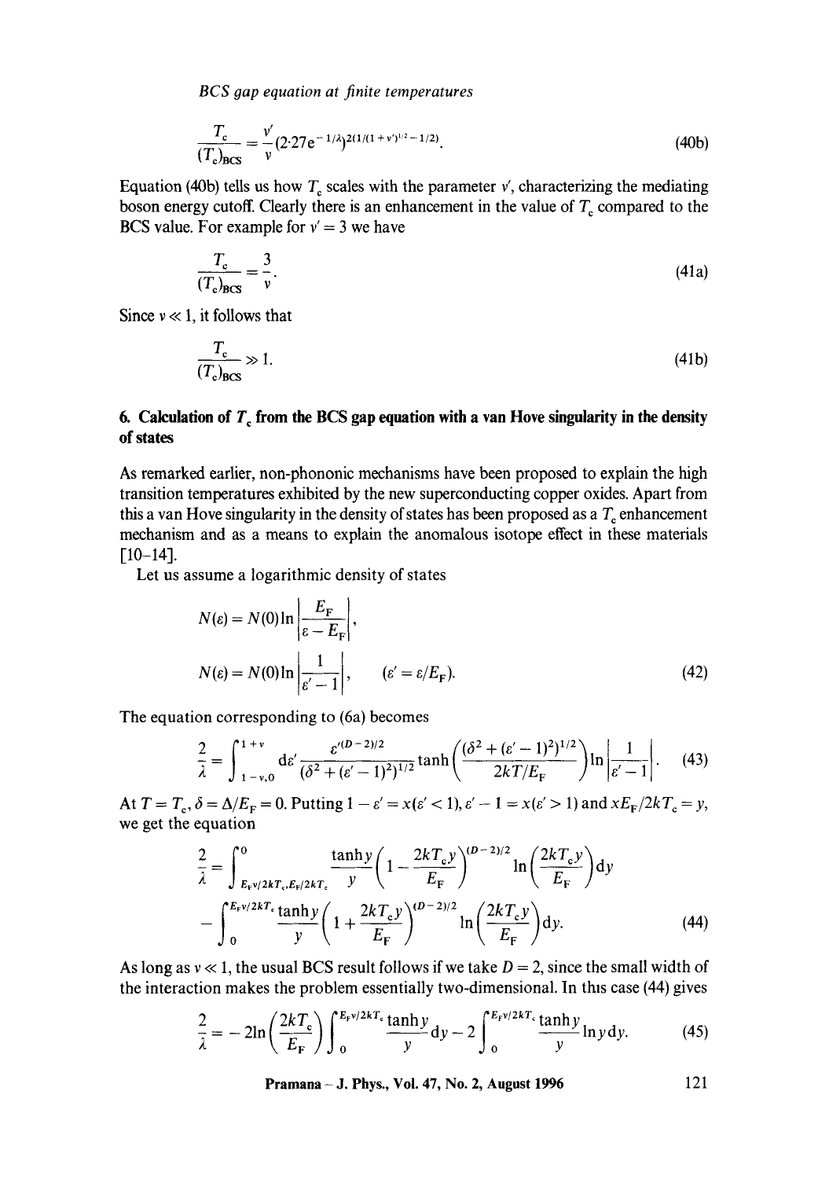$$\frac{T_c}{(T_c)_{BCS}} = \frac{v'}{v}(2{\cdot}27\mathrm{e}^{-1/\lambda})^{2(1/(1+v')^{1/2}-1/2)}. \tag{40b}$$

Equation (40b) tells us how $T_c$ scales with the parameter $v'$, characterizing the mediating boson energy cutoff. Clearly there is an enhancement in the value of $T_c$ compared to the BCS value. For example for $v' = 3$ we have

$$\frac{T_c}{(T_c)_{BCS}} = \frac{3}{v}. \tag{41a}$$

Since $v \ll 1$, it follows that

$$\frac{T_c}{(T_c)_{BCS}} \gg 1. \tag{41b}$$

## 6. Calculation of $T_c$ from the BCS gap equation with a van Hove singularity in the density of states

As remarked earlier, non-phononic mechanisms have been proposed to explain the high transition temperatures exhibited by the new superconducting copper oxides. Apart from this a van Hove singularity in the density of states has been proposed as a $T_c$ enhancement mechanism and as a means to explain the anomalous isotope effect in these materials [10–14].

Let us assume a logarithmic density of states

$$N(\varepsilon) = N(0)\ln\left|\frac{E_F}{\varepsilon - E_F}\right|,$$

$$N(\varepsilon) = N(0)\ln\left|\frac{1}{\varepsilon' - 1}\right|, \qquad (\varepsilon' = \varepsilon/E_F). \tag{42}$$

The equation corresponding to (6a) becomes

$$\frac{2}{\lambda} = \int_{1-v,0}^{1+v} \mathrm{d}\varepsilon' \frac{\varepsilon'^{(D-2)/2}}{(\delta^2 + (\varepsilon'-1)^2)^{1/2}} \tanh\left(\frac{(\delta^2 + (\varepsilon'-1)^2)^{1/2}}{2kT/E_F}\right)\ln\left|\frac{1}{\varepsilon'-1}\right|. \tag{43}$$

At $T = T_c$, $\delta = \Delta/E_F = 0$. Putting $1 - \varepsilon' = x (\varepsilon' < 1)$, $\varepsilon' - 1 = x (\varepsilon' > 1)$ and $xE_F/2kT_c = y$, we get the equation

$$\frac{2}{\lambda} = \int_{E_F v/2kT_c, E_F/2kT_c}^{0} \frac{\tanh y}{y}\left(1 - \frac{2kT_c y}{E_F}\right)^{(D-2)/2} \ln\left(\frac{2kT_c y}{E_F}\right)\mathrm{d}y$$
$$- \int_0^{E_F v/2kT_c} \frac{\tanh y}{y}\left(1 + \frac{2kT_c y}{E_F}\right)^{(D-2)/2} \ln\left(\frac{2kT_c y}{E_F}\right)\mathrm{d}y. \tag{44}$$

As long as $v \ll 1$, the usual BCS result follows if we take $D = 2$, since the small width of the interaction makes the problem essentially two-dimensional. In this case (44) gives

$$\frac{2}{\lambda} = -2\ln\left(\frac{2kT_c}{E_F}\right)\int_0^{E_F v/2kT_c} \frac{\tanh y}{y}\mathrm{d}y - 2\int_0^{E_F v/2kT_c} \frac{\tanh y}{y}\ln y\,\mathrm{d}y. \tag{45}$$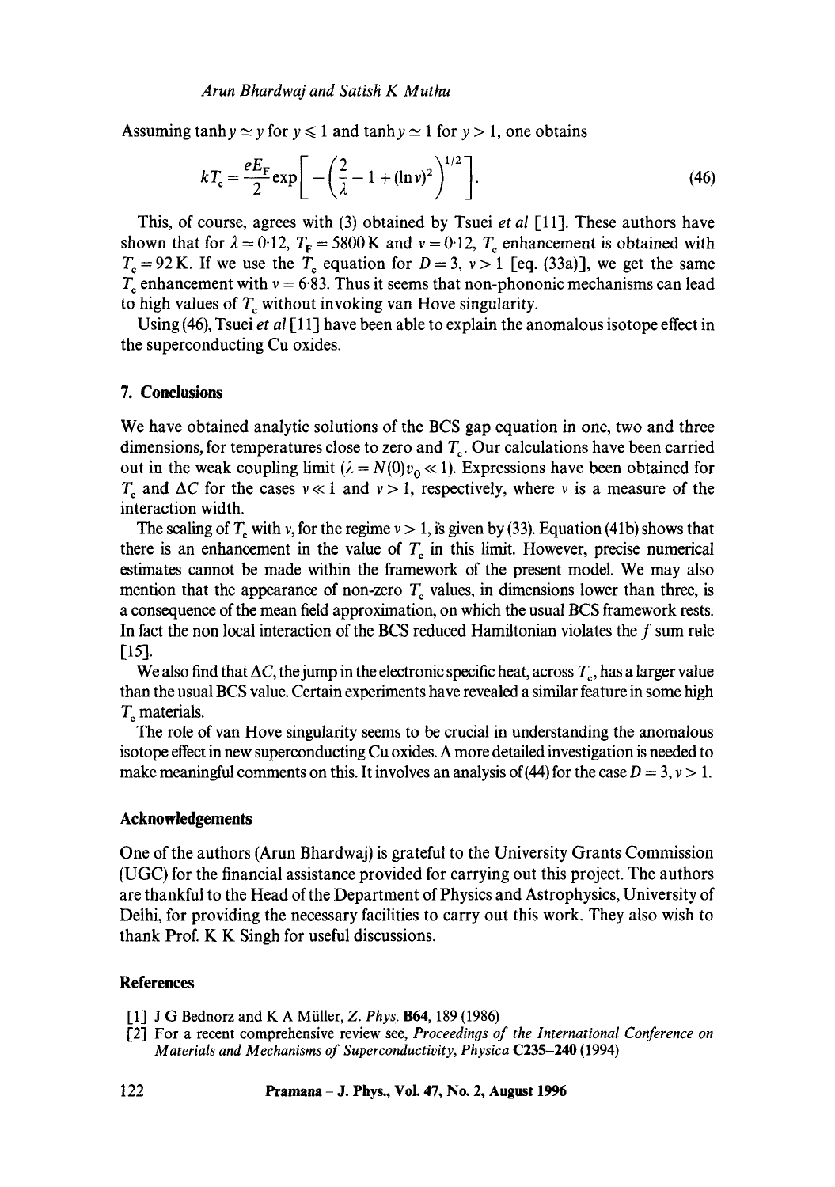Assuming $\tanh y \simeq y$ for $y \leqslant 1$ and $\tanh y \simeq 1$ for $y > 1$, one obtains

$$kT_c = \frac{eE_F}{2}\exp\left[-\left(\frac{2}{\lambda} - 1 + (\ln v)^2\right)^{1/2}\right]. \tag{46}$$

This, of course, agrees with (3) obtained by Tsuei *et al* [11]. These authors have shown that for $\lambda = 0{\cdot}12$, $T_F = 5800\,\mathrm{K}$ and $v = 0{\cdot}12$, $T_c$ enhancement is obtained with $T_c = 92\,\mathrm{K}$. If we use the $T_c$ equation for $D = 3$, $v > 1$ [eq. (33a)], we get the same $T_c$ enhancement with $v = 6{\cdot}83$. Thus it seems that non-phononic mechanisms can lead to high values of $T_c$ without invoking van Hove singularity.

Using (46), Tsuei *et al* [11] have been able to explain the anomalous isotope effect in the superconducting Cu oxides.

## 7. Conclusions

We have obtained analytic solutions of the BCS gap equation in one, two and three dimensions, for temperatures close to zero and $T_c$. Our calculations have been carried out in the weak coupling limit ($\lambda = N(0)v_0 \ll 1$). Expressions have been obtained for $T_c$ and $\Delta C$ for the cases $v \ll 1$ and $v > 1$, respectively, where $v$ is a measure of the interaction width.

The scaling of $T_c$ with $v$, for the regime $v > 1$, is given by (33). Equation (41b) shows that there is an enhancement in the value of $T_c$ in this limit. However, precise numerical estimates cannot be made within the framework of the present model. We may also mention that the appearance of non-zero $T_c$ values, in dimensions lower than three, is a consequence of the mean field approximation, on which the usual BCS framework rests. In fact the non local interaction of the BCS reduced Hamiltonian violates the $f$ sum rule [15].

We also find that $\Delta C$, the jump in the electronic specific heat, across $T_c$, has a larger value than the usual BCS value. Certain experiments have revealed a similar feature in some high $T_c$ materials.

The role of van Hove singularity seems to be crucial in understanding the anomalous isotope effect in new superconducting Cu oxides. A more detailed investigation is needed to make meaningful comments on this. It involves an analysis of (44) for the case $D = 3$, $v > 1$.

## Acknowledgements

One of the authors (Arun Bhardwaj) is grateful to the University Grants Commission (UGC) for the financial assistance provided for carrying out this project. The authors are thankful to the Head of the Department of Physics and Astrophysics, University of Delhi, for providing the necessary facilities to carry out this work. They also wish to thank Prof. K K Singh for useful discussions.

## References

[1] J G Bednorz and K A Müller, *Z. Phys.* **B64**, 189 (1986)

[2] For a recent comprehensive review see, *Proceedings of the International Conference on Materials and Mechanisms of Superconductivity, Physica* **C235–240** (1994)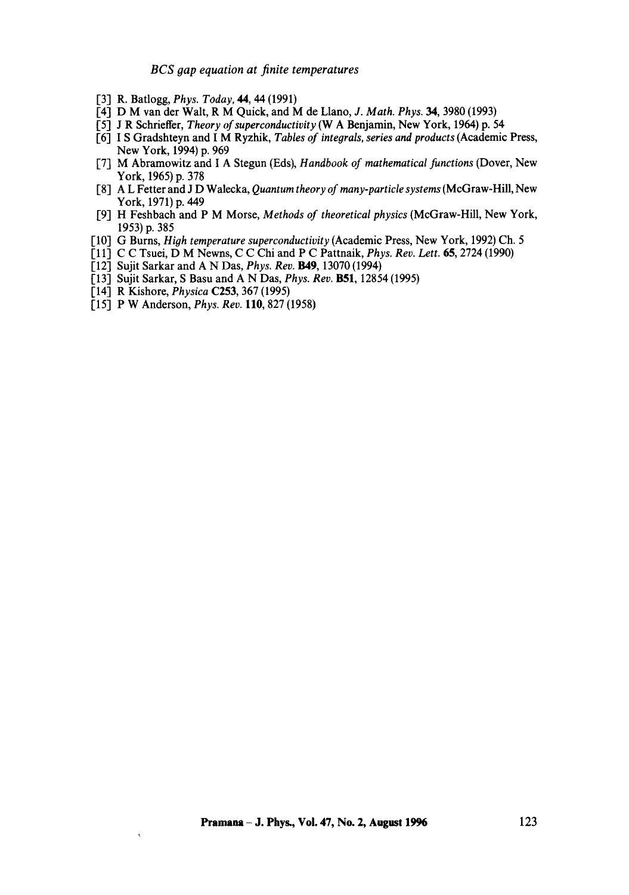[3] R. Batlogg, *Phys. Today*, **44**, 44 (1991)

[4] D M van der Walt, R M Quick, and M de Llano, *J. Math. Phys.* **34**, 3980 (1993)

[5] J R Schrieffer, *Theory of superconductivity* (W A Benjamin, New York, 1964) p. 54

[6] I S Gradshteyn and I M Ryzhik, *Tables of integrals, series and products* (Academic Press, New York, 1994) p. 969

[7] M Abramowitz and I A Stegun (Eds), *Handbook of mathematical functions* (Dover, New York, 1965) p. 378

[8] A L Fetter and J D Walecka, *Quantum theory of many-particle systems* (McGraw-Hill, New York, 1971) p. 449

[9] H Feshbach and P M Morse, *Methods of theoretical physics* (McGraw-Hill, New York, 1953) p. 385

[10] G Burns, *High temperature superconductivity* (Academic Press, New York, 1992) Ch. 5

[11] C C Tsuei, D M Newns, C C Chi and P C Pattnaik, *Phys. Rev. Lett.* **65**, 2724 (1990)

[12] Sujit Sarkar and A N Das, *Phys. Rev.* **B49**, 13070 (1994)

[13] Sujit Sarkar, S Basu and A N Das, *Phys. Rev.* **B51**, 12854 (1995)

[14] R Kishore, *Physica* **C253**, 367 (1995)

[15] P W Anderson, *Phys. Rev.* **110**, 827 (1958)